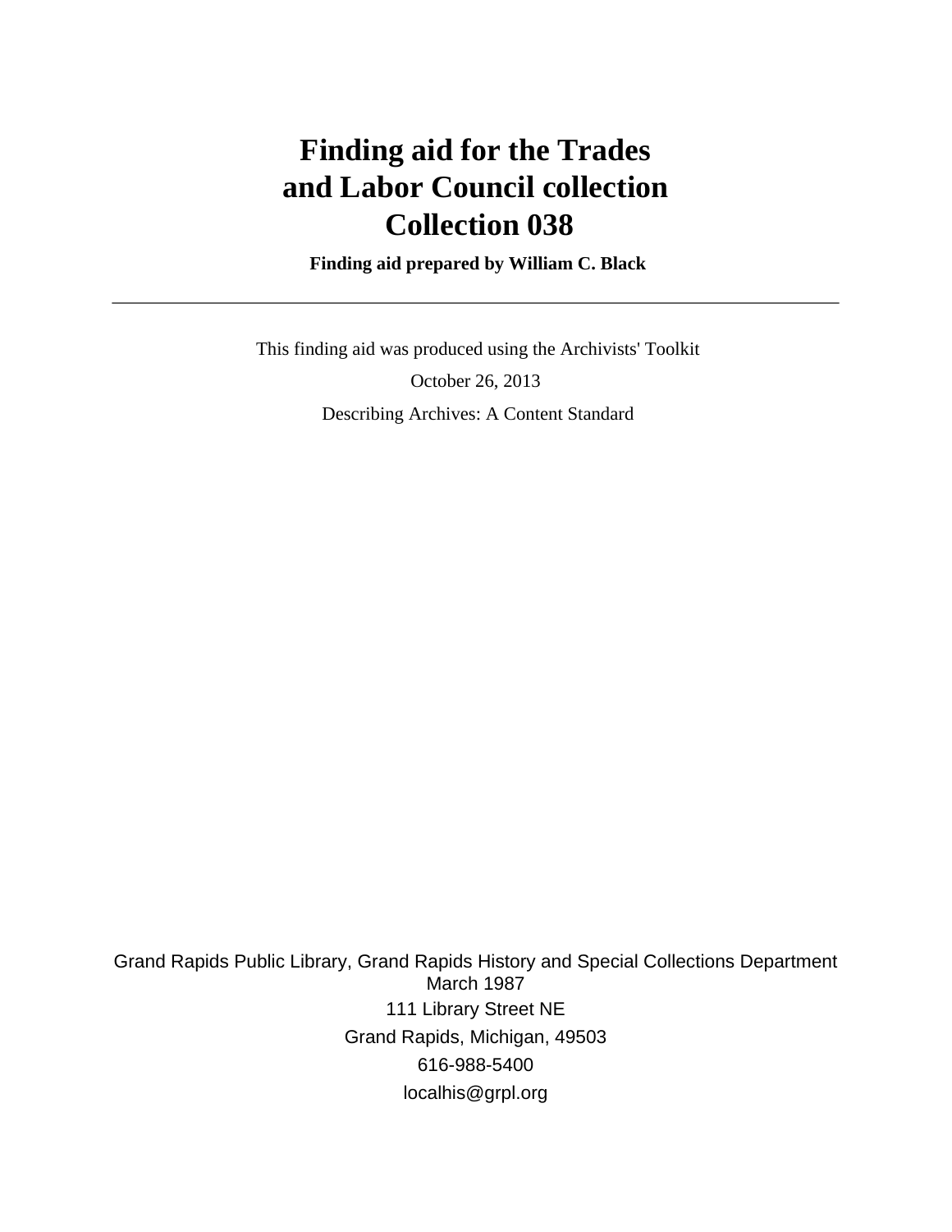# Finding aid for the Trades and Labor Council collection Collection 038

**Finding aid prepared by William C. Black**

---

This finding aid was produced using the Archivists' Toolkit

October 26, 2013

Describing Archives: A Content Standard

Grand Rapids Public Library, Grand Rapids History and Special Collections Department
March 1987
111 Library Street NE
Grand Rapids, Michigan, 49503
616-988-5400
localhis@grpl.org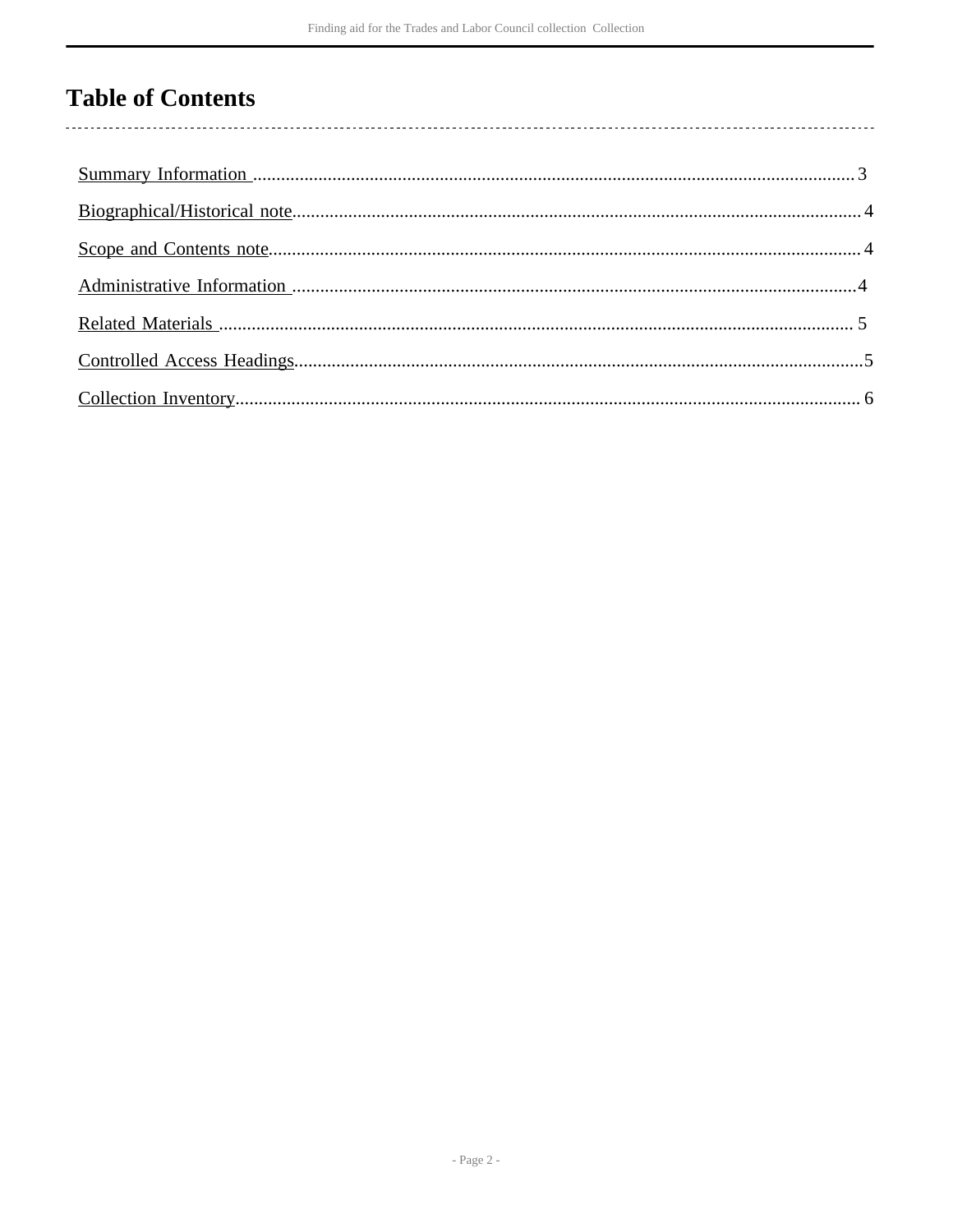# Table of Contents

Summary Information ................................................................................................................................. 3

Biographical/Historical note......................................................................................................................... 4

Scope and Contents note............................................................................................................................... 4

Administrative Information ......................................................................................................................... 4

Related Materials ......................................................................................................................................... 5

Controlled Access Headings..........................................................................................................................5

Collection Inventory...................................................................................................................................... 6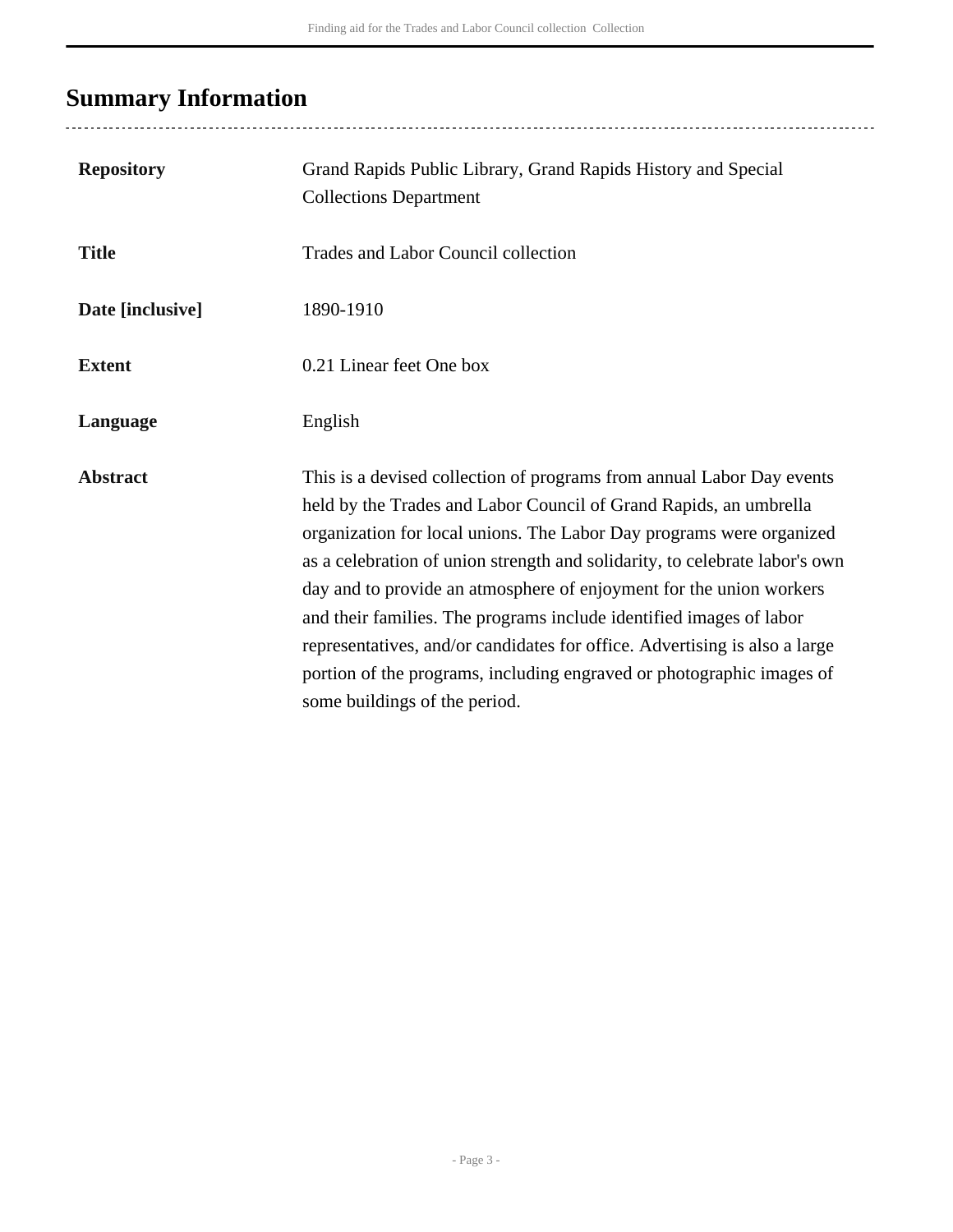## Summary Information

| | |
|---|---|
| **Repository** | Grand Rapids Public Library, Grand Rapids History and Special Collections Department |
| **Title** | Trades and Labor Council collection |
| **Date [inclusive]** | 1890-1910 |
| **Extent** | 0.21 Linear feet One box |
| **Language** | English |
| **Abstract** | This is a devised collection of programs from annual Labor Day events held by the Trades and Labor Council of Grand Rapids, an umbrella organization for local unions. The Labor Day programs were organized as a celebration of union strength and solidarity, to celebrate labor's own day and to provide an atmosphere of enjoyment for the union workers and their families. The programs include identified images of labor representatives, and/or candidates for office. Advertising is also a large portion of the programs, including engraved or photographic images of some buildings of the period. |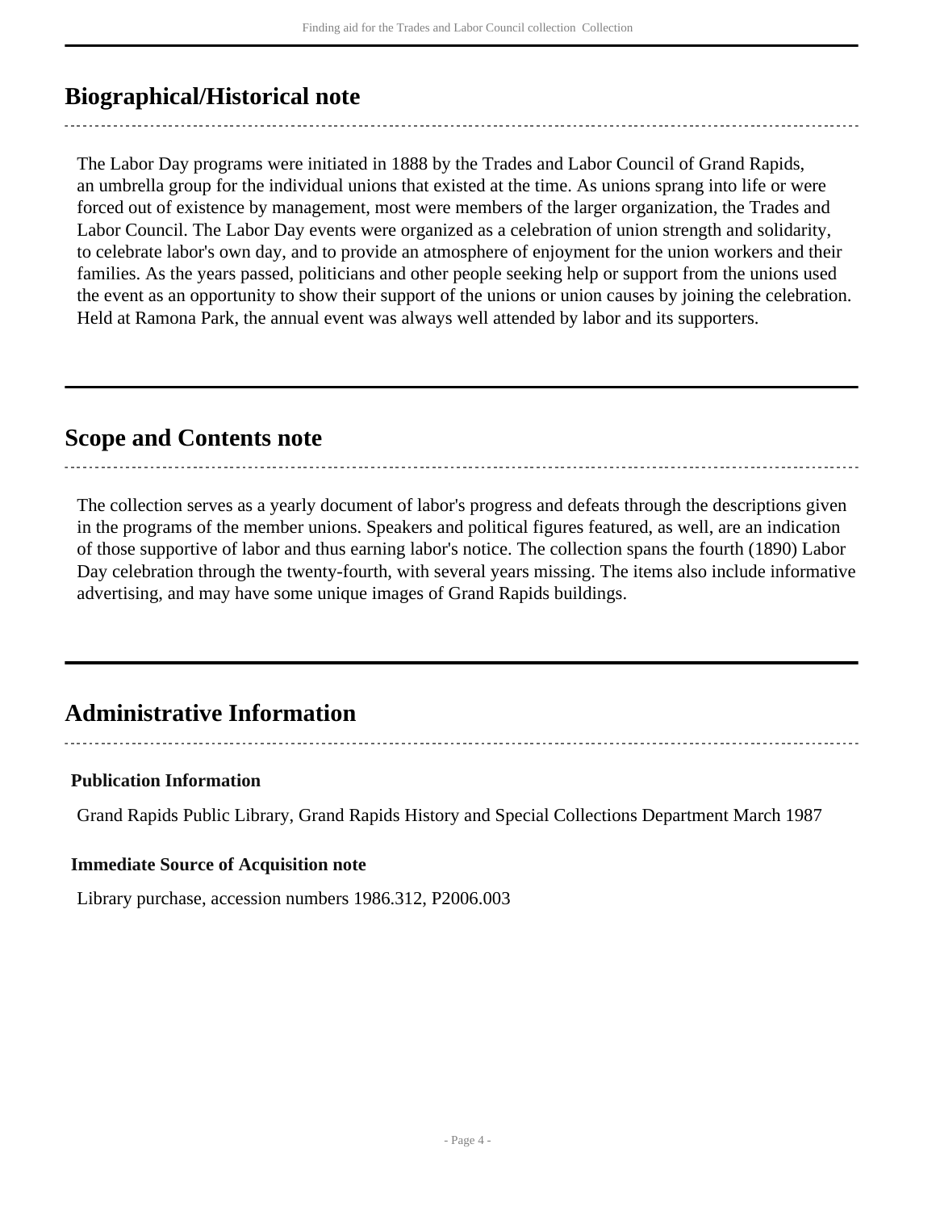## Biographical/Historical note

The Labor Day programs were initiated in 1888 by the Trades and Labor Council of Grand Rapids, an umbrella group for the individual unions that existed at the time. As unions sprang into life or were forced out of existence by management, most were members of the larger organization, the Trades and Labor Council. The Labor Day events were organized as a celebration of union strength and solidarity, to celebrate labor's own day, and to provide an atmosphere of enjoyment for the union workers and their families. As the years passed, politicians and other people seeking help or support from the unions used the event as an opportunity to show their support of the unions or union causes by joining the celebration. Held at Ramona Park, the annual event was always well attended by labor and its supporters.

## Scope and Contents note

The collection serves as a yearly document of labor's progress and defeats through the descriptions given in the programs of the member unions. Speakers and political figures featured, as well, are an indication of those supportive of labor and thus earning labor's notice. The collection spans the fourth (1890) Labor Day celebration through the twenty-fourth, with several years missing. The items also include informative advertising, and may have some unique images of Grand Rapids buildings.

## Administrative Information

**Publication Information**

Grand Rapids Public Library, Grand Rapids History and Special Collections Department March 1987

**Immediate Source of Acquisition note**

Library purchase, accession numbers 1986.312, P2006.003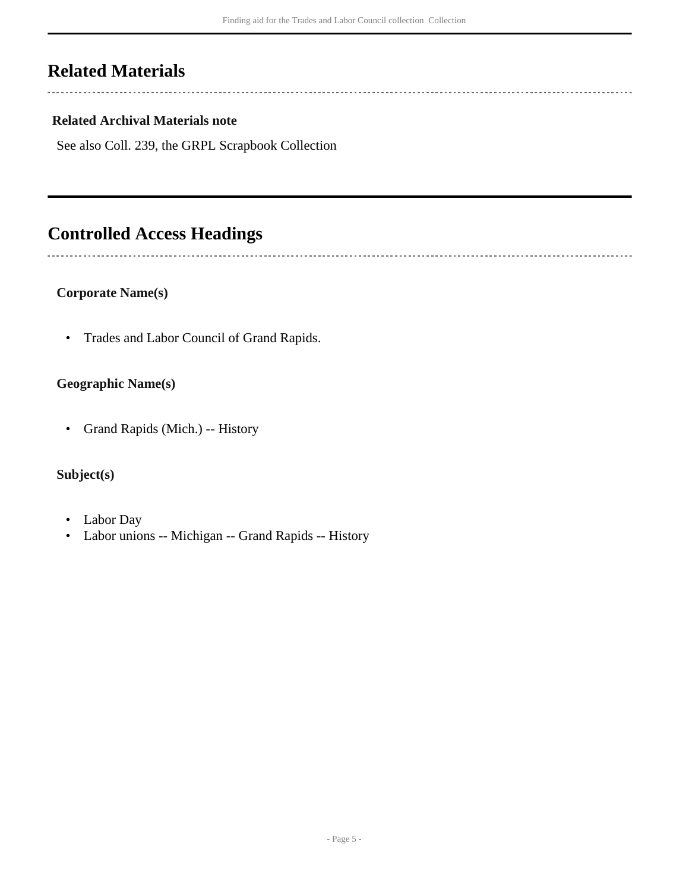## Related Materials

**Related Archival Materials note**

See also Coll. 239, the GRPL Scrapbook Collection

## Controlled Access Headings

**Corporate Name(s)**

- Trades and Labor Council of Grand Rapids.

**Geographic Name(s)**

- Grand Rapids (Mich.) -- History

**Subject(s)**

- Labor Day
- Labor unions -- Michigan -- Grand Rapids -- History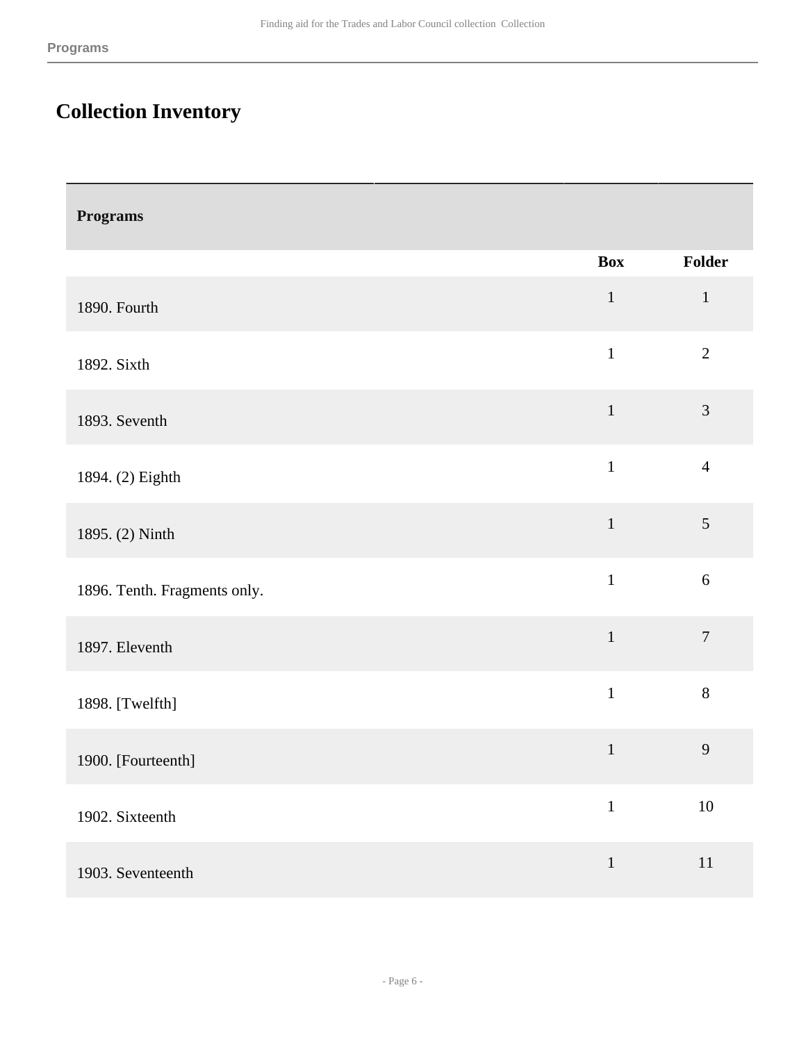## Collection Inventory

| Programs | Box | Folder |
|---|---|---|
| 1890. Fourth | 1 | 1 |
| 1892. Sixth | 1 | 2 |
| 1893. Seventh | 1 | 3 |
| 1894. (2) Eighth | 1 | 4 |
| 1895. (2) Ninth | 1 | 5 |
| 1896. Tenth. Fragments only. | 1 | 6 |
| 1897. Eleventh | 1 | 7 |
| 1898. [Twelfth] | 1 | 8 |
| 1900. [Fourteenth] | 1 | 9 |
| 1902. Sixteenth | 1 | 10 |
| 1903. Seventeenth | 1 | 11 |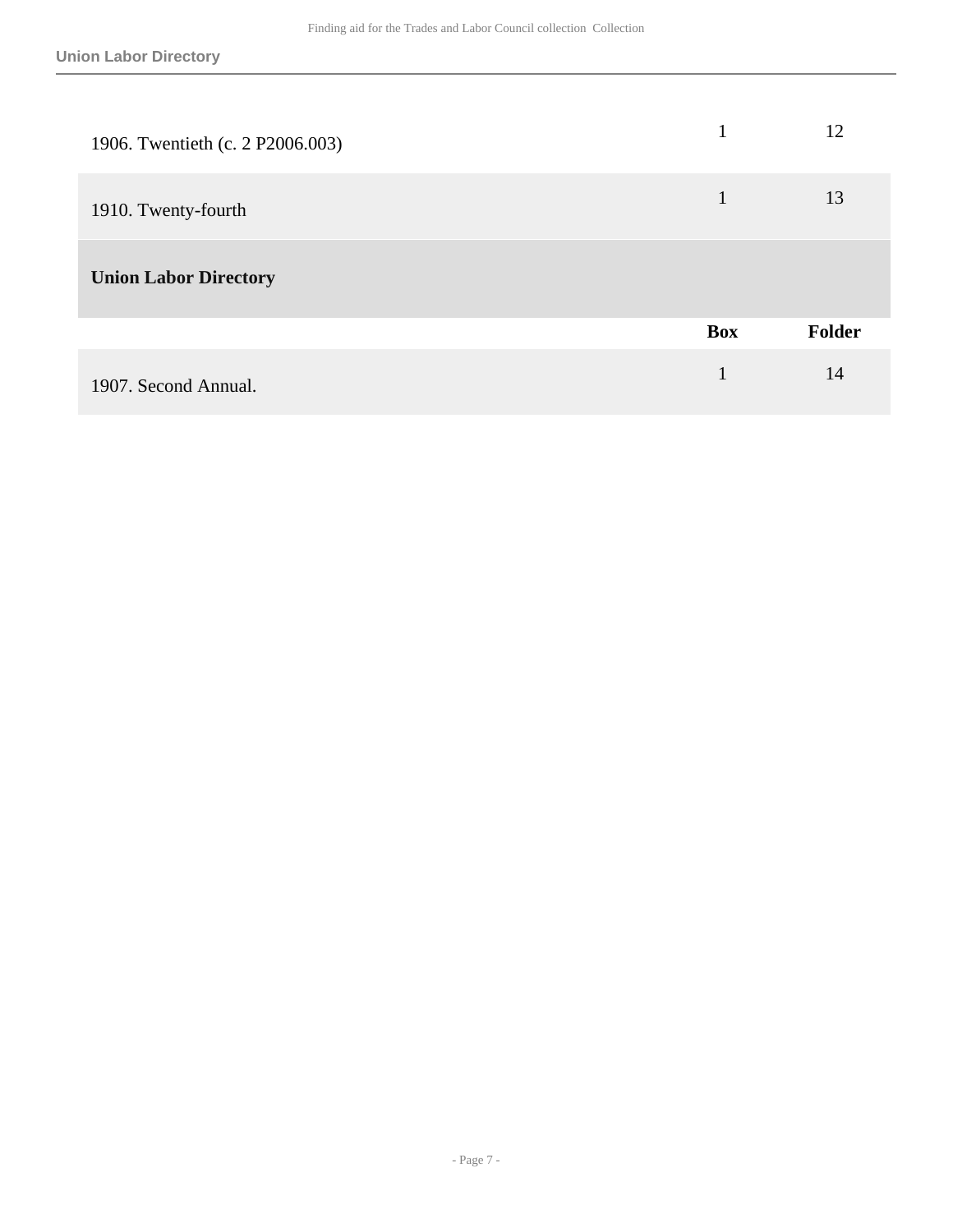| | Box | Folder |
|---|---|---|
| 1906. Twentieth (c. 2 P2006.003) | 1 | 12 |
| 1910. Twenty-fourth | 1 | 13 |

## Union Labor Directory

| | Box | Folder |
|---|---|---|
| 1907. Second Annual. | 1 | 14 |